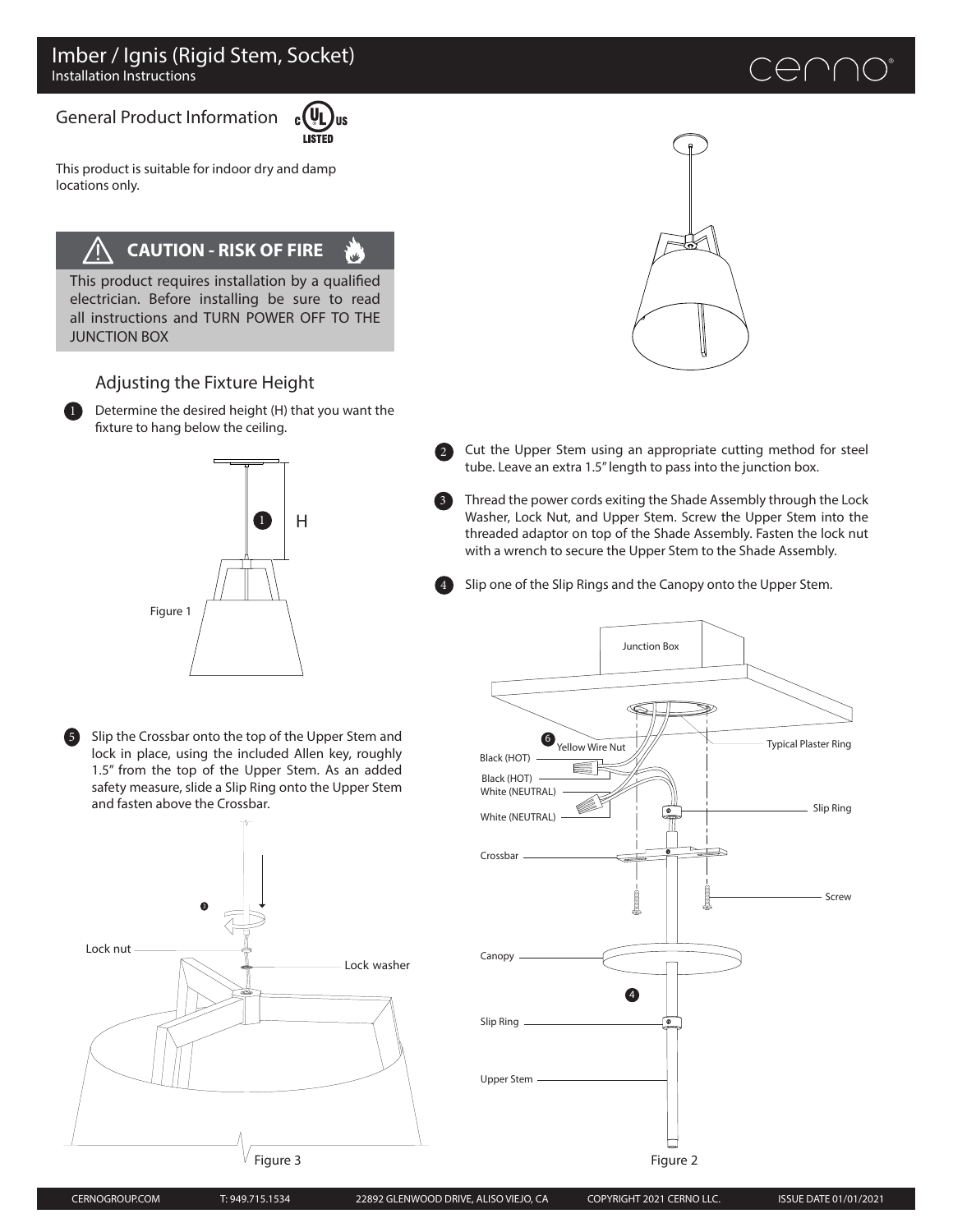# Imber / Ignis (Rigid Stem, Socket)

Installation Instructions

cerno

## General Product Information

This product is suitable for indoor dry and damp locations only.

**CAUTION - RISK OF FIRE**

This product requires installation by a qualified electrician. Before installing be sure to read all instructions and TURN POWER OFF TO THE JUNCTION BOX

### Adjusting the Fixture Height

1. Determine the desired height (H) that you want the fixture to hang below the ceiling.

Figure 1

2. Cut the Upper Stem using an appropriate cutting method for steel tube. Leave an extra 1.5" length to pass into the junction box.

3. Thread the power cords exiting the Shade Assembly through the Lock Washer, Lock Nut, and Upper Stem. Screw the Upper Stem into the threaded adaptor on top of the Shade Assembly. Fasten the lock nut with a wrench to secure the Upper Stem to the Shade Assembly.

4. Slip one of the Slip Rings and the Canopy onto the Upper Stem.

5. Slip the Crossbar onto the top of the Upper Stem and lock in place, using the included Allen key, roughly 1.5" from the top of the Upper Stem. As an added safety measure, slide a Slip Ring onto the Upper Stem and fasten above the Crossbar.

Lock nut, Lock washer

Figure 3

Junction Box, Yellow Wire Nut, Black (HOT), Black (HOT), White (NEUTRAL), White (NEUTRAL), Typical Plaster Ring, Slip Ring, Crossbar, Screw, Canopy, Slip Ring, Upper Stem

Figure 2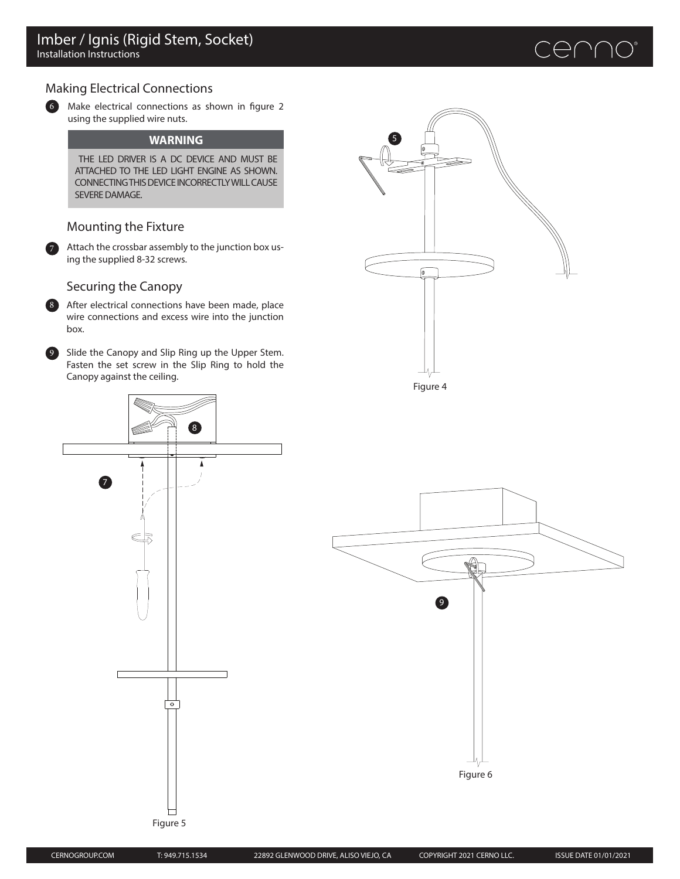## Making Electrical Connections

6 Make electrical connections as shown in figure 2 using the supplied wire nuts.

**WARNING**

THE LED DRIVER IS A DC DEVICE AND MUST BE ATTACHED TO THE LED LIGHT ENGINE AS SHOWN. CONNECTING THIS DEVICE INCORRECTLY WILL CAUSE SEVERE DAMAGE.

### Mounting the Fixture

7 Attach the crossbar assembly to the junction box using the supplied 8-32 screws.

### Securing the Canopy

8 After electrical connections have been made, place wire connections and excess wire into the junction box.

9 Slide the Canopy and Slip Ring up the Upper Stem. Fasten the set screw in the Slip Ring to hold the Canopy against the ceiling.

Figure 4

Figure 5

Figure 6